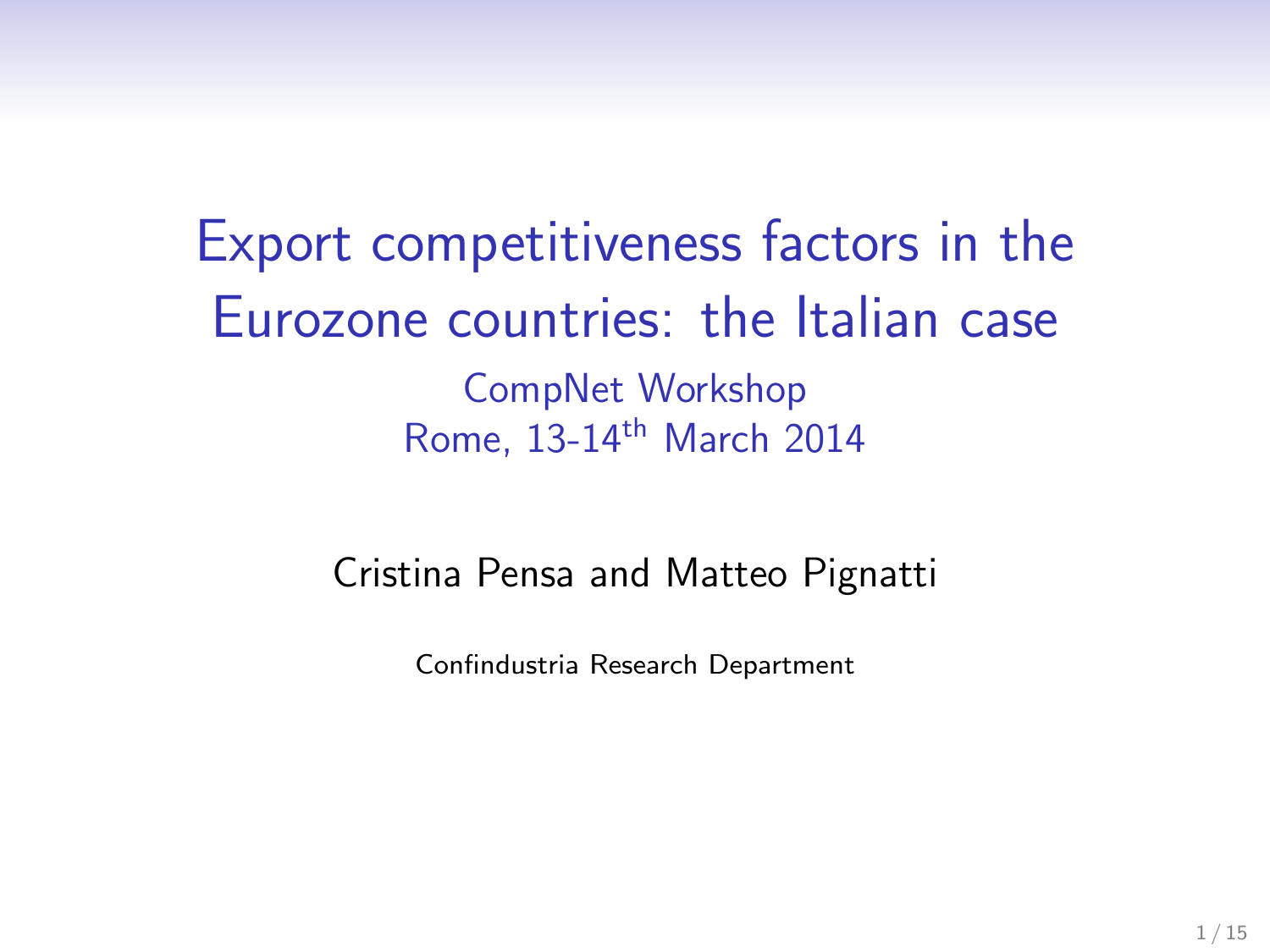# Export competitiveness factors in the Eurozone countries: the Italian case

CompNet Workshop

Rome, 13-14th March 2014

Cristina Pensa and Matteo Pignatti

Confindustria Research Department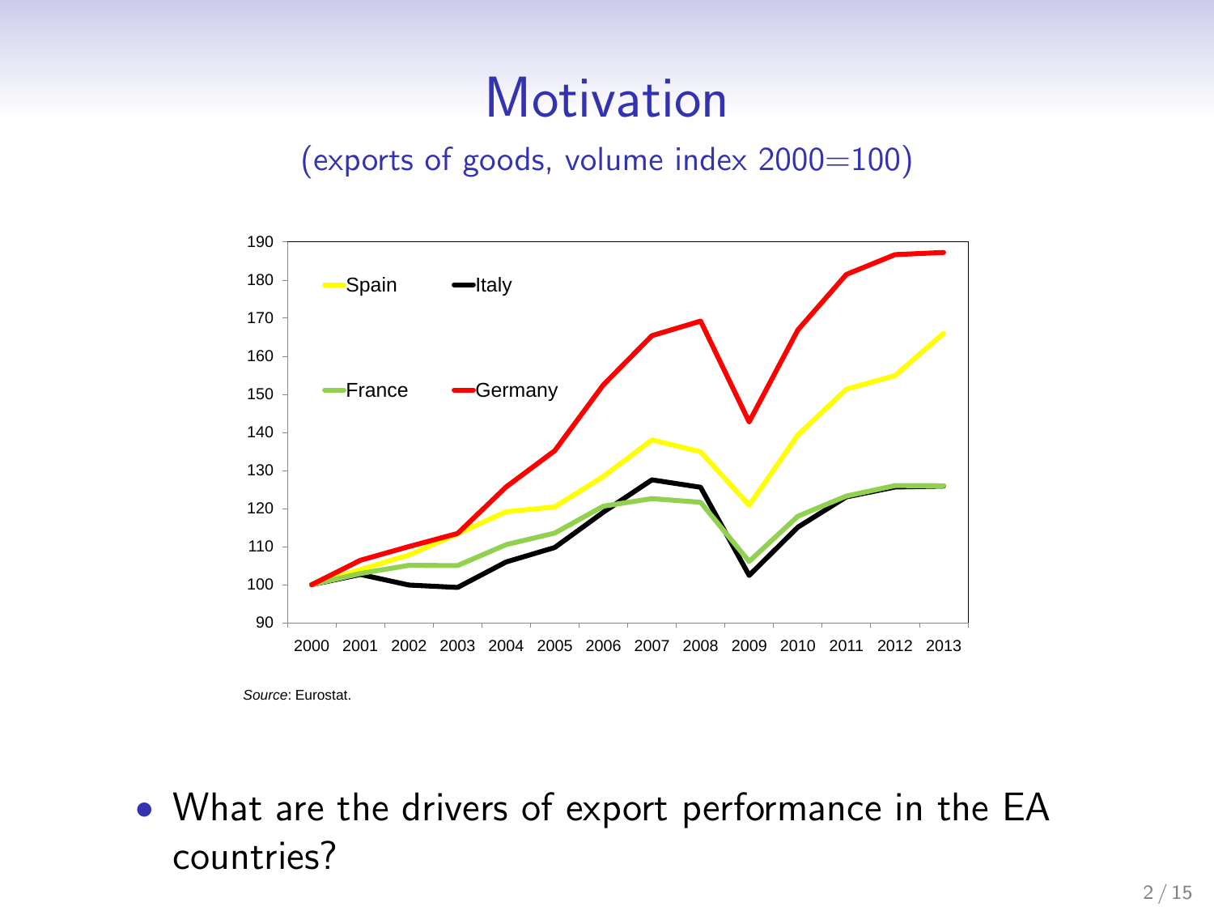# Motivation

(exports of goods, volume index 2000=100)

*Source*: Eurostat.

- What are the drivers of export performance in the EA countries?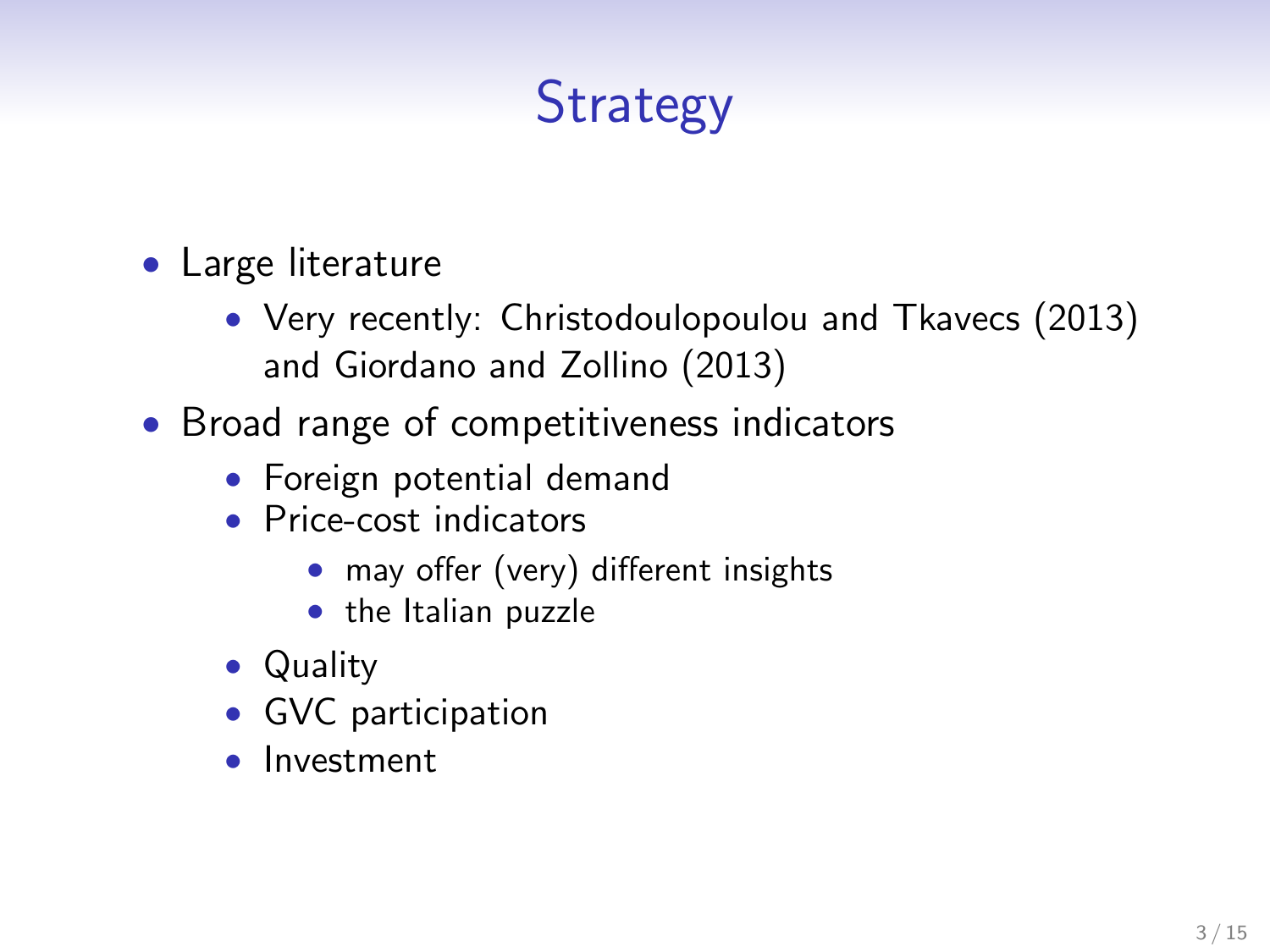# Strategy

- Large literature
    - Very recently: Christodoulopoulou and Tkavecs (2013) and Giordano and Zollino (2013)
- Broad range of competitiveness indicators
    - Foreign potential demand
    - Price-cost indicators
        - may offer (very) different insights
        - the Italian puzzle
    - Quality
    - GVC participation
    - Investment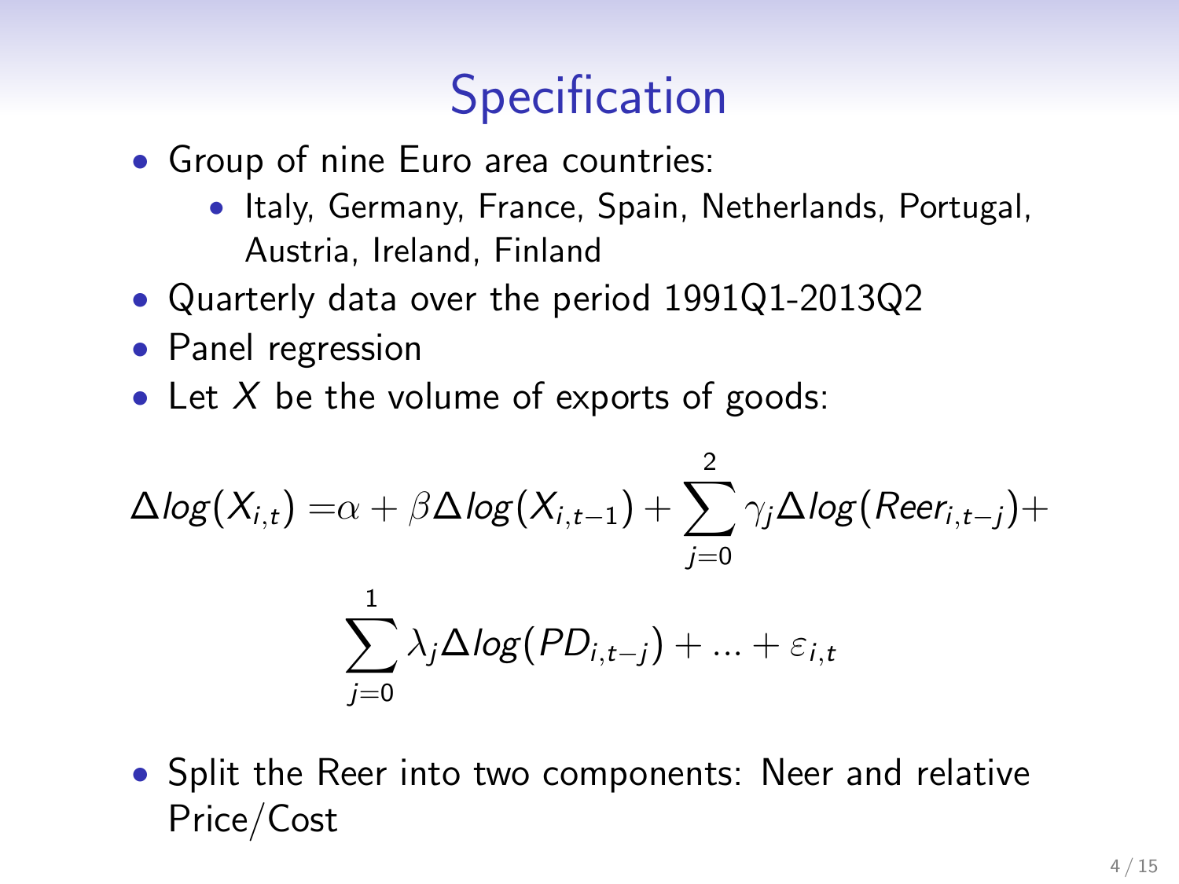# Specification

- Group of nine Euro area countries:
  - Italy, Germany, France, Spain, Netherlands, Portugal, Austria, Ireland, Finland
- Quarterly data over the period 1991Q1-2013Q2
- Panel regression
- Let $X$ be the volume of exports of goods:

$$
\begin{aligned}
\Delta log(X_{i,t}) = & \alpha + \beta \Delta log(X_{i,t-1}) + \sum_{j=0}^{2} \gamma_j \Delta log(Reer_{i,t-j}) + \\
& \sum_{j=0}^{1} \lambda_j \Delta log(PD_{i,t-j}) + \ldots + \varepsilon_{i,t}
\end{aligned}
$$

- Split the Reer into two components: Neer and relative Price/Cost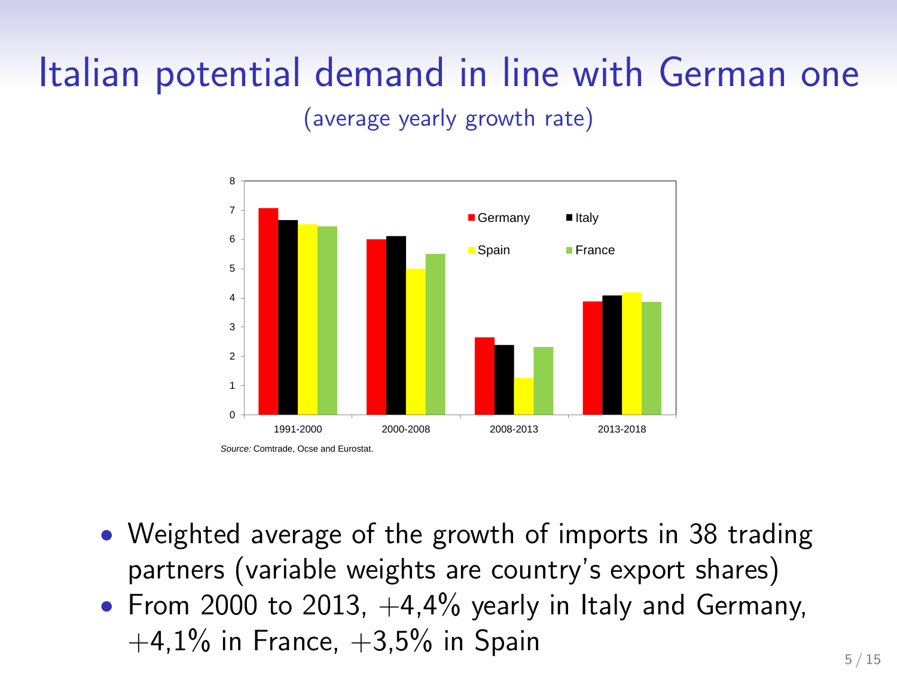# Italian potential demand in line with German one

(average yearly growth rate)

*Source:* Comtrade, Ocse and Eurostat.

- Weighted average of the growth of imports in 38 trading partners (variable weights are country's export shares)
- From 2000 to 2013, +4,4% yearly in Italy and Germany, +4,1% in France, +3,5% in Spain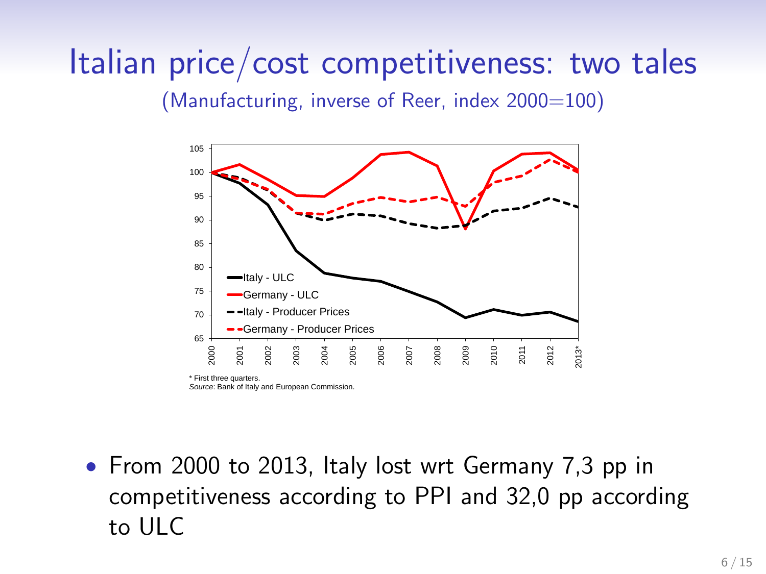# Italian price/cost competitiveness: two tales

(Manufacturing, inverse of Reer, index 2000=100)

\* First three quarters.
*Source*: Bank of Italy and European Commission.

- From 2000 to 2013, Italy lost wrt Germany 7,3 pp in competitiveness according to PPI and 32,0 pp according to ULC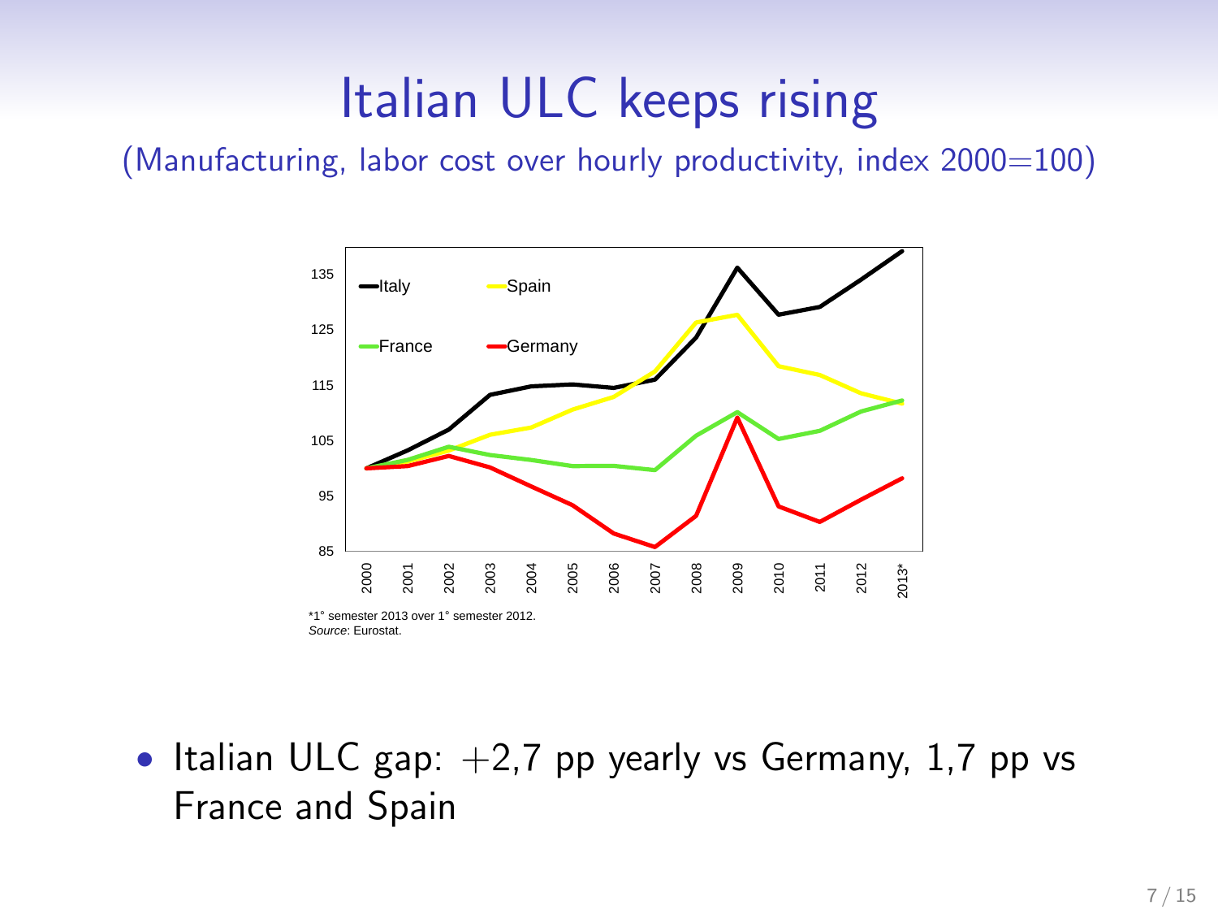# Italian ULC keeps rising

(Manufacturing, labor cost over hourly productivity, index 2000=100)

*1° semester 2013 over 1° semester 2012.
*Source*: Eurostat.

- Italian ULC gap: +2,7 pp yearly vs Germany, 1,7 pp vs France and Spain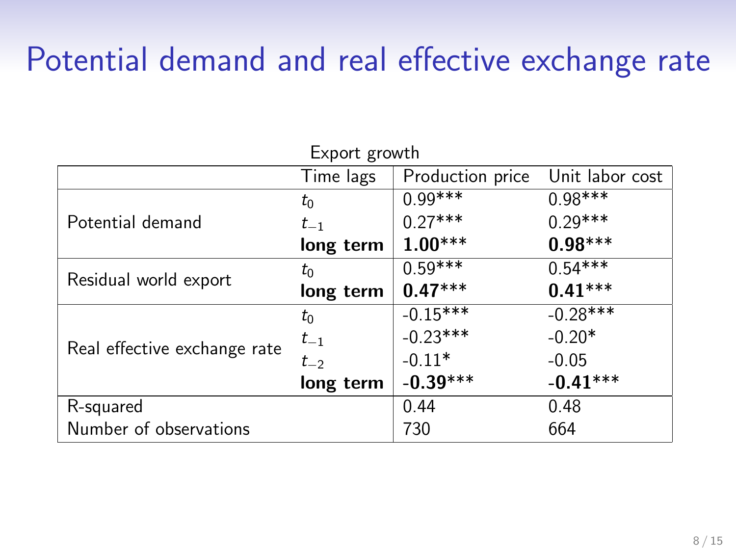# Potential demand and real effective exchange rate

Export growth

| | Time lags | Production price | Unit labor cost |
|---|---|---|---|
| Potential demand | $t_0$ | 0.99*** | 0.98*** |
| | $t_{-1}$ | 0.27*** | 0.29*** |
| | **long term** | **1.00*****| **0.98***** |
| Residual world export | $t_0$ | 0.59*** | 0.54*** |
| | **long term** | **0.47***** | **0.41***** |
| Real effective exchange rate | $t_0$ | -0.15*** | -0.28*** |
| | $t_{-1}$ | -0.23*** | -0.20* |
| | $t_{-2}$ | -0.11* | -0.05 |
| | **long term** | **-0.39***** | **-0.41***** |
| R-squared | | 0.44 | 0.48 |
| Number of observations | | 730 | 664 |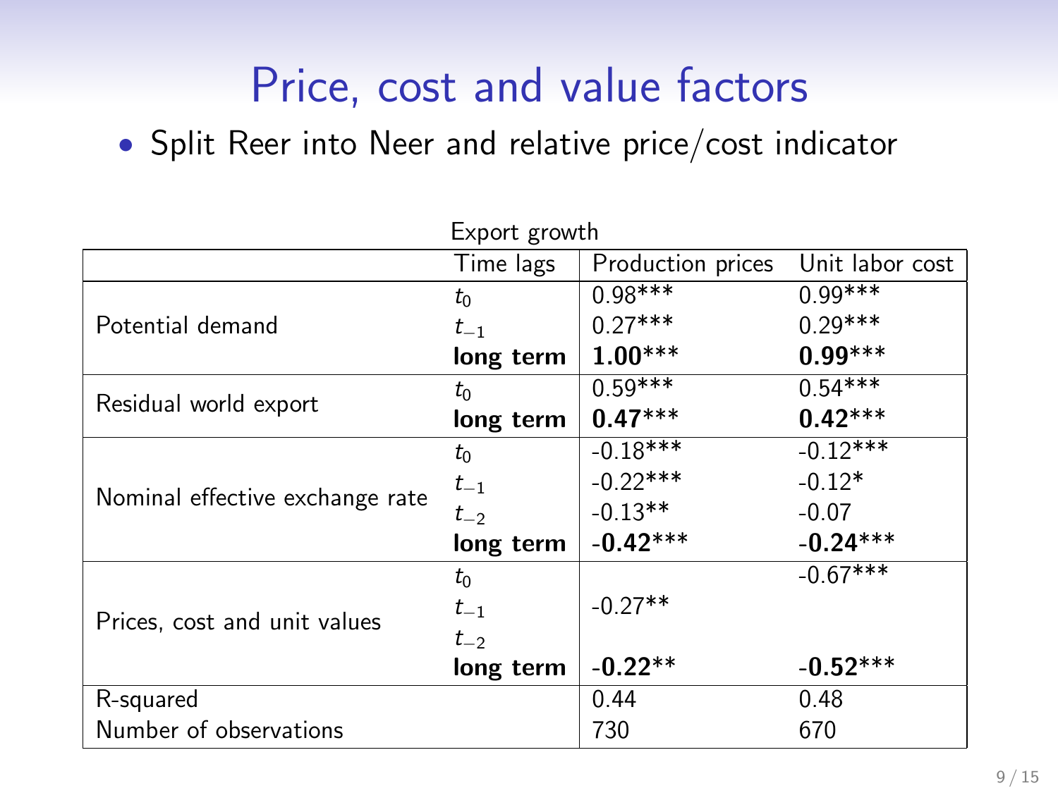# Price, cost and value factors

- Split Reer into Neer and relative price/cost indicator

Export growth

| | Time lags | Production prices | Unit labor cost |
|---|---|---|---|
| Potential demand | $t_0$ | 0.98*** | 0.99*** |
| | $t_{-1}$ | 0.27*** | 0.29*** |
| | **long term** | **1.00*****| **0.99***** |
| Residual world export | $t_0$ | 0.59*** | 0.54*** |
| | **long term** | **0.47***** | **0.42***** |
| Nominal effective exchange rate | $t_0$ | -0.18*** | -0.12*** |
| | $t_{-1}$ | -0.22*** | -0.12* |
| | $t_{-2}$ | -0.13** | -0.07 |
| | **long term** | **-0.42***** | **-0.24***** |
| Prices, cost and unit values | $t_0$ | | -0.67*** |
| | $t_{-1}$ | -0.27** | |
| | $t_{-2}$ | | |
| | **long term** | **-0.22**** | **-0.52***** |
| R-squared | | 0.44 | 0.48 |
| Number of observations | | 730 | 670 |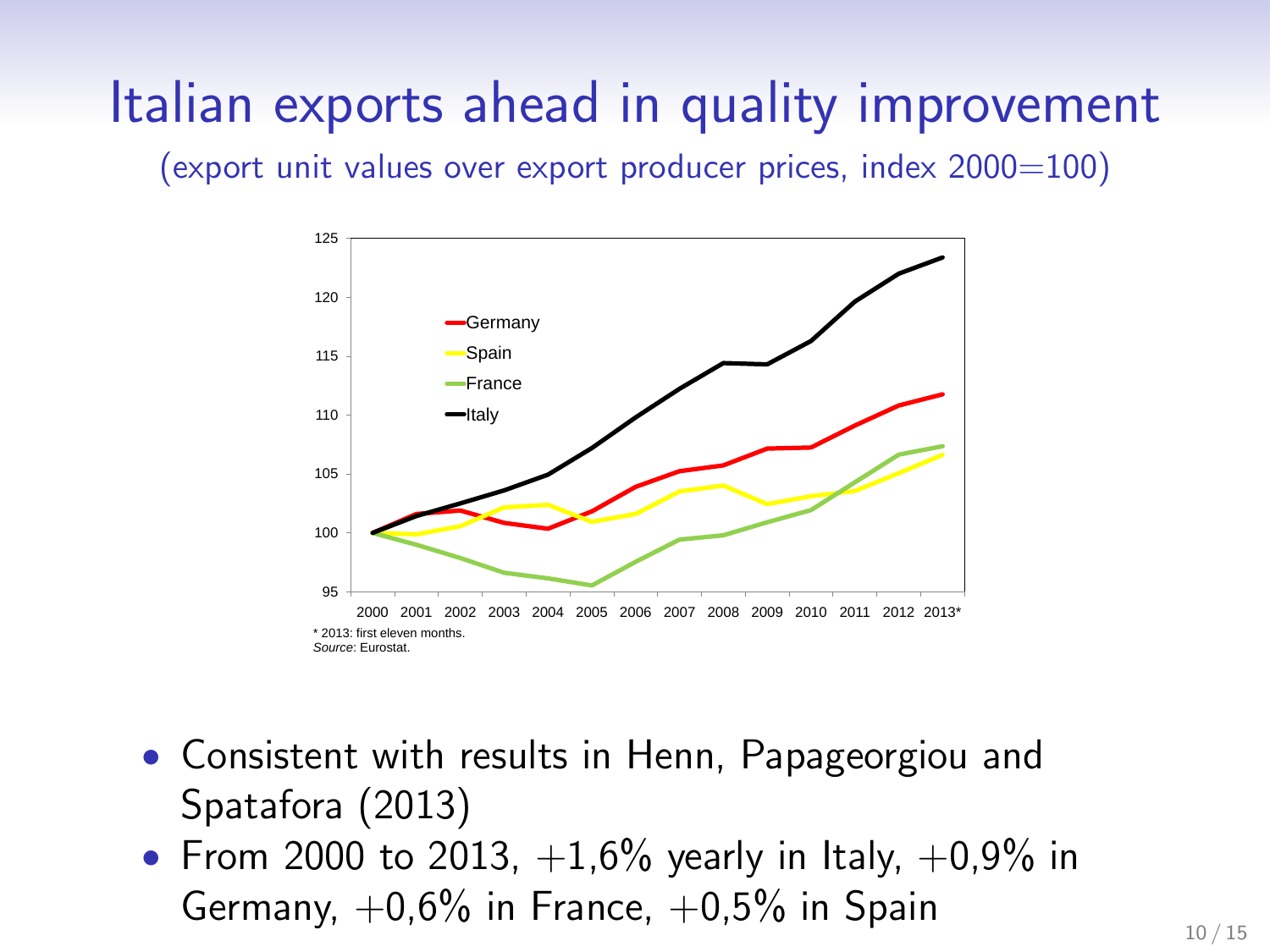# Italian exports ahead in quality improvement

(export unit values over export producer prices, index 2000=100)

\* 2013: first eleven months.
*Source*: Eurostat.

- Consistent with results in Henn, Papageorgiou and Spatafora (2013)
- From 2000 to 2013, +1,6% yearly in Italy, +0,9% in Germany, +0,6% in France, +0,5% in Spain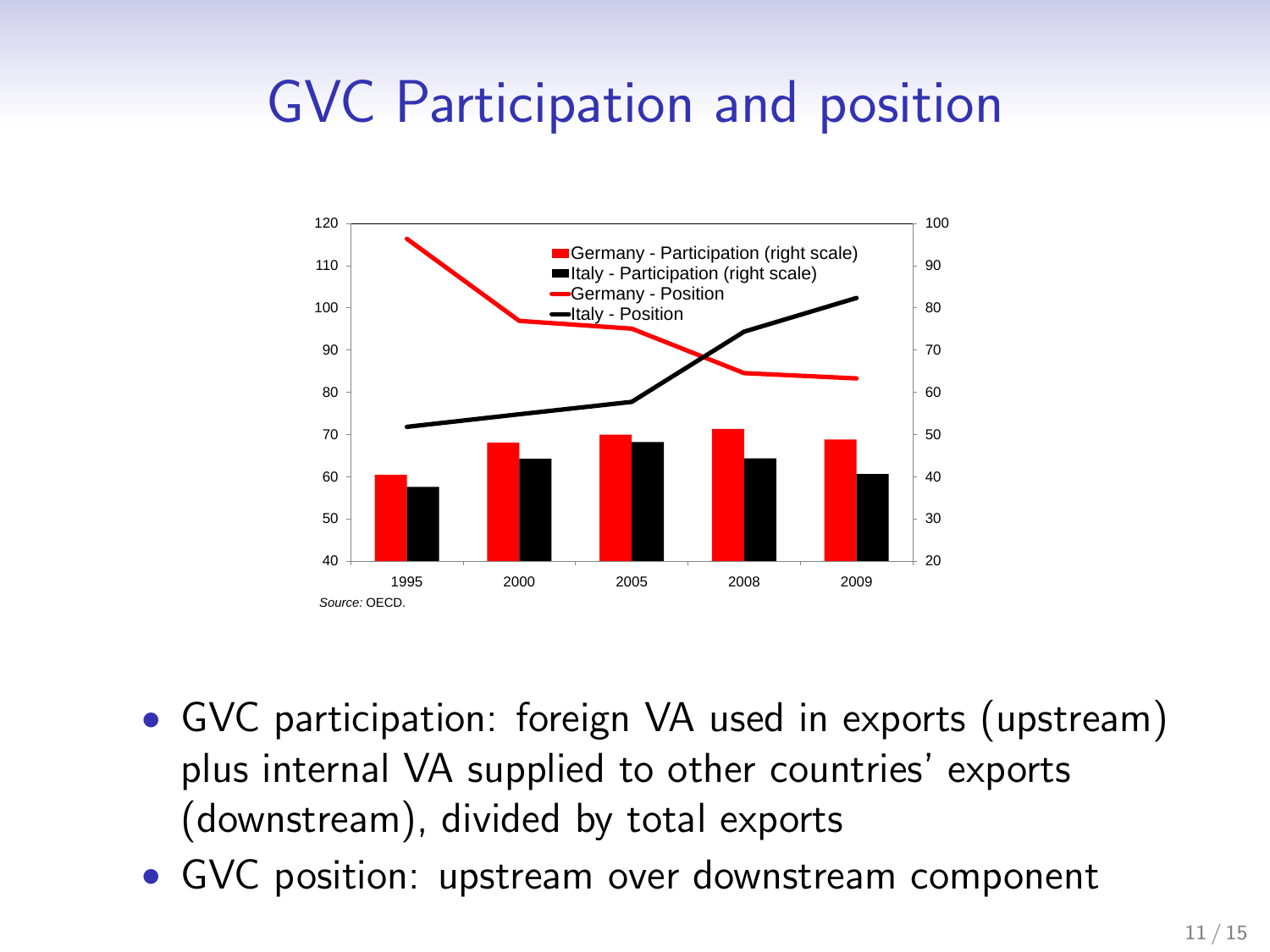# GVC Participation and position

Source: OECD.

- GVC participation: foreign VA used in exports (upstream) plus internal VA supplied to other countries' exports (downstream), divided by total exports
- GVC position: upstream over downstream component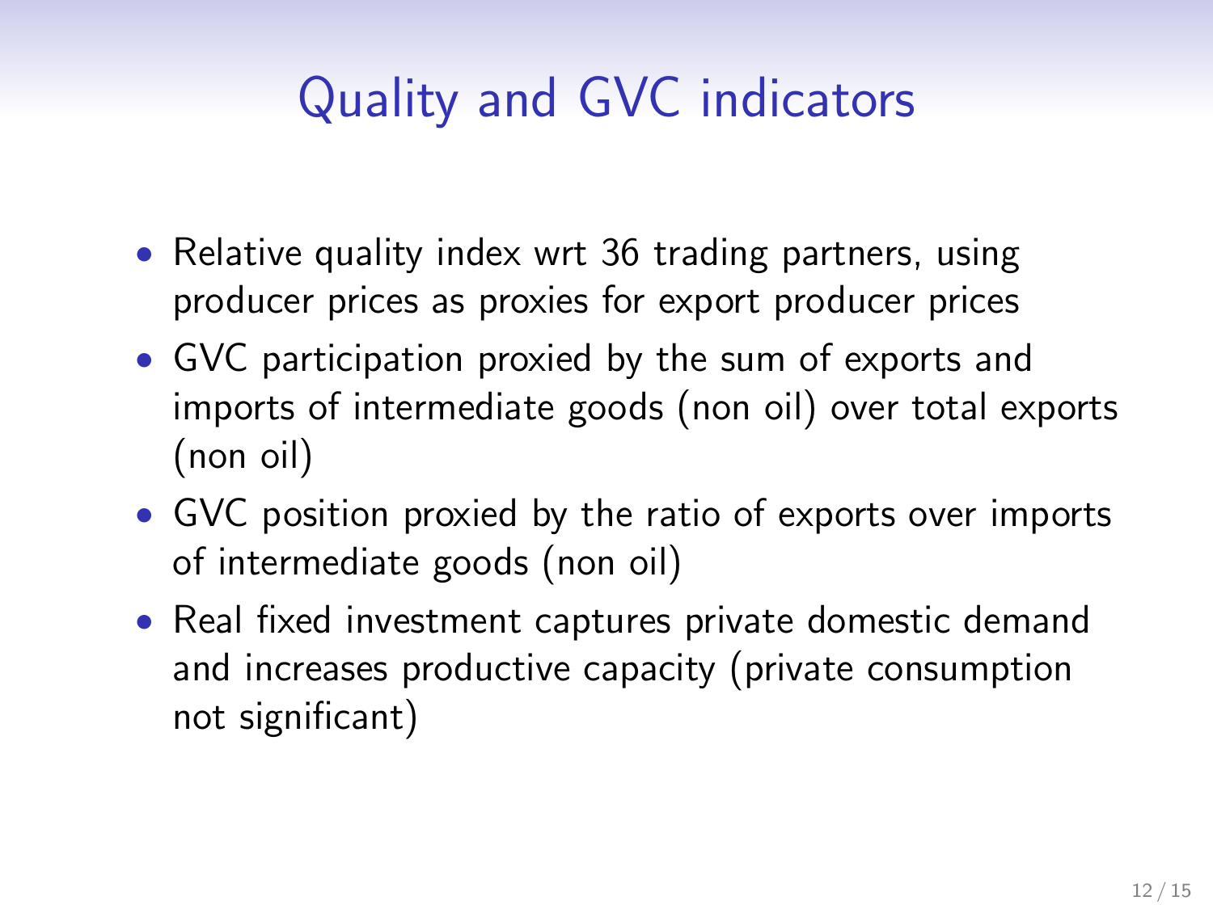# Quality and GVC indicators

- Relative quality index wrt 36 trading partners, using producer prices as proxies for export producer prices
- GVC participation proxied by the sum of exports and imports of intermediate goods (non oil) over total exports (non oil)
- GVC position proxied by the ratio of exports over imports of intermediate goods (non oil)
- Real fixed investment captures private domestic demand and increases productive capacity (private consumption not significant)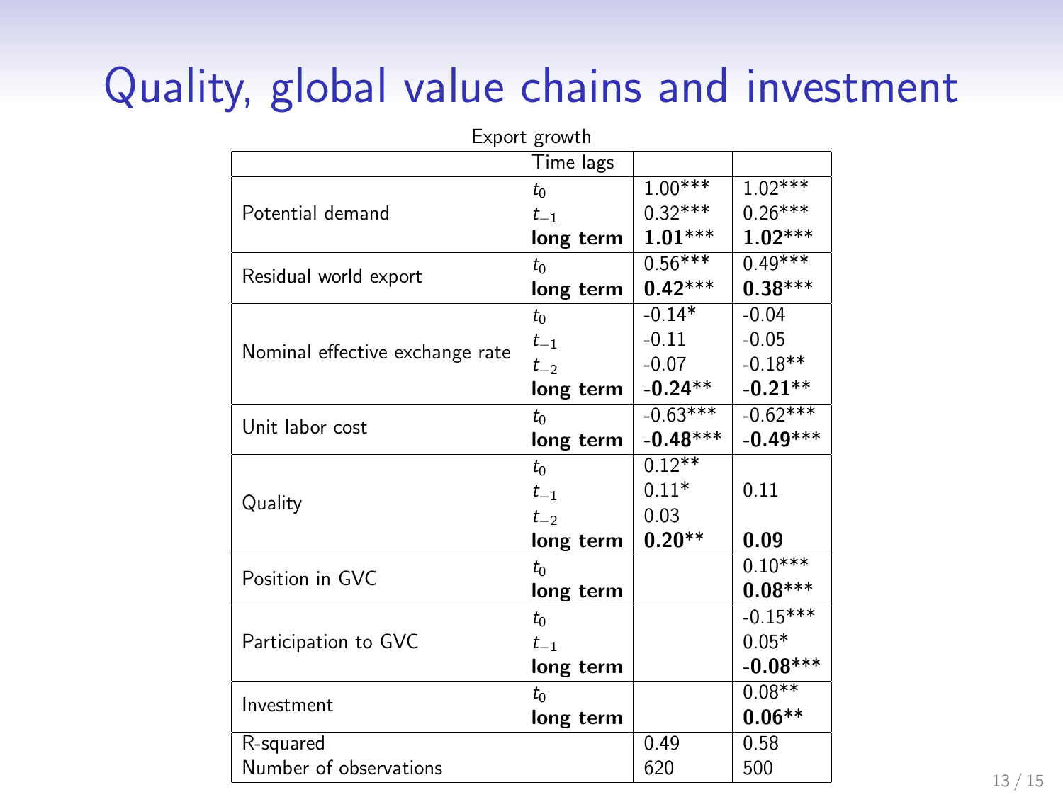# Quality, global value chains and investment

Export growth

| | Time lags | | |
|---|---|---|---|
| Potential demand | $t_0$ | 1.00*** | 1.02*** |
| | $t_{-1}$ | 0.32*** | 0.26*** |
| | **long term** | **1.01*****| **1.02***** |
| Residual world export | $t_0$ | 0.56*** | 0.49*** |
| | **long term** | **0.42***** | **0.38***** |
| Nominal effective exchange rate | $t_0$ | -0.14* | -0.04 |
| | $t_{-1}$ | -0.11 | -0.05 |
| | $t_{-2}$ | -0.07 | -0.18** |
| | **long term** | **-0.24**** | **-0.21**** |
| Unit labor cost | $t_0$ | -0.63*** | -0.62*** |
| | **long term** | **-0.48***** | **-0.49***** |
| Quality | $t_0$ | 0.12** | |
| | $t_{-1}$ | 0.11* | 0.11 |
| | $t_{-2}$ | 0.03 | |
| | **long term** | **0.20**** | **0.09** |
| Position in GVC | $t_0$ | | 0.10*** |
| | **long term** | | **0.08***** |
| Participation to GVC | $t_0$ | | -0.15*** |
| | $t_{-1}$ | | 0.05* |
| | **long term** | | **-0.08***** |
| Investment | $t_0$ | | 0.08** |
| | **long term** | | **0.06**** |
| R-squared | | 0.49 | 0.58 |
| Number of observations | | 620 | 500 |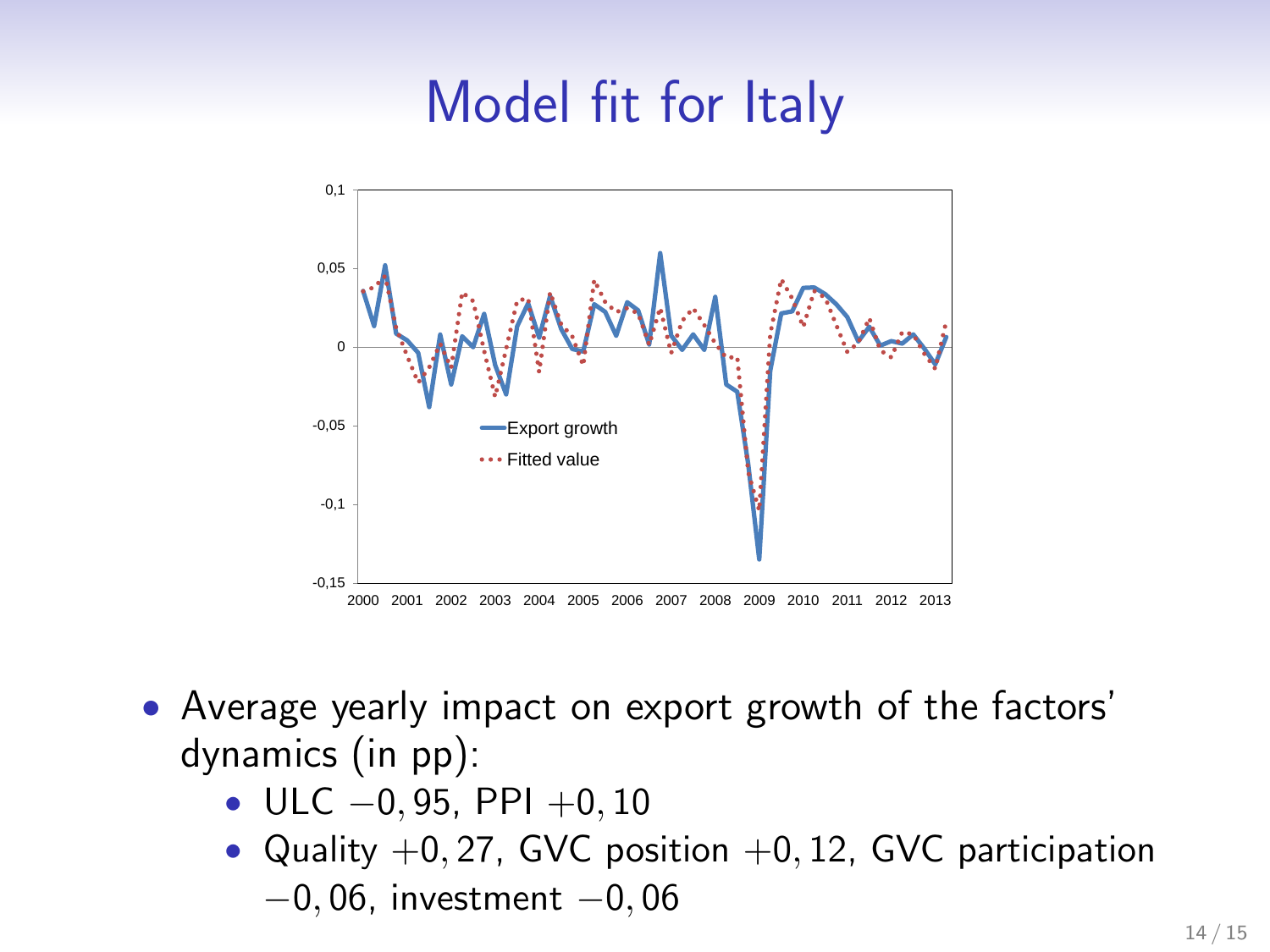# Model fit for Italy

- Average yearly impact on export growth of the factors' dynamics (in pp):
  - ULC $-0,95$, PPI $+0,10$
  - Quality $+0,27$, GVC position $+0,12$, GVC participation $-0,06$, investment $-0,06$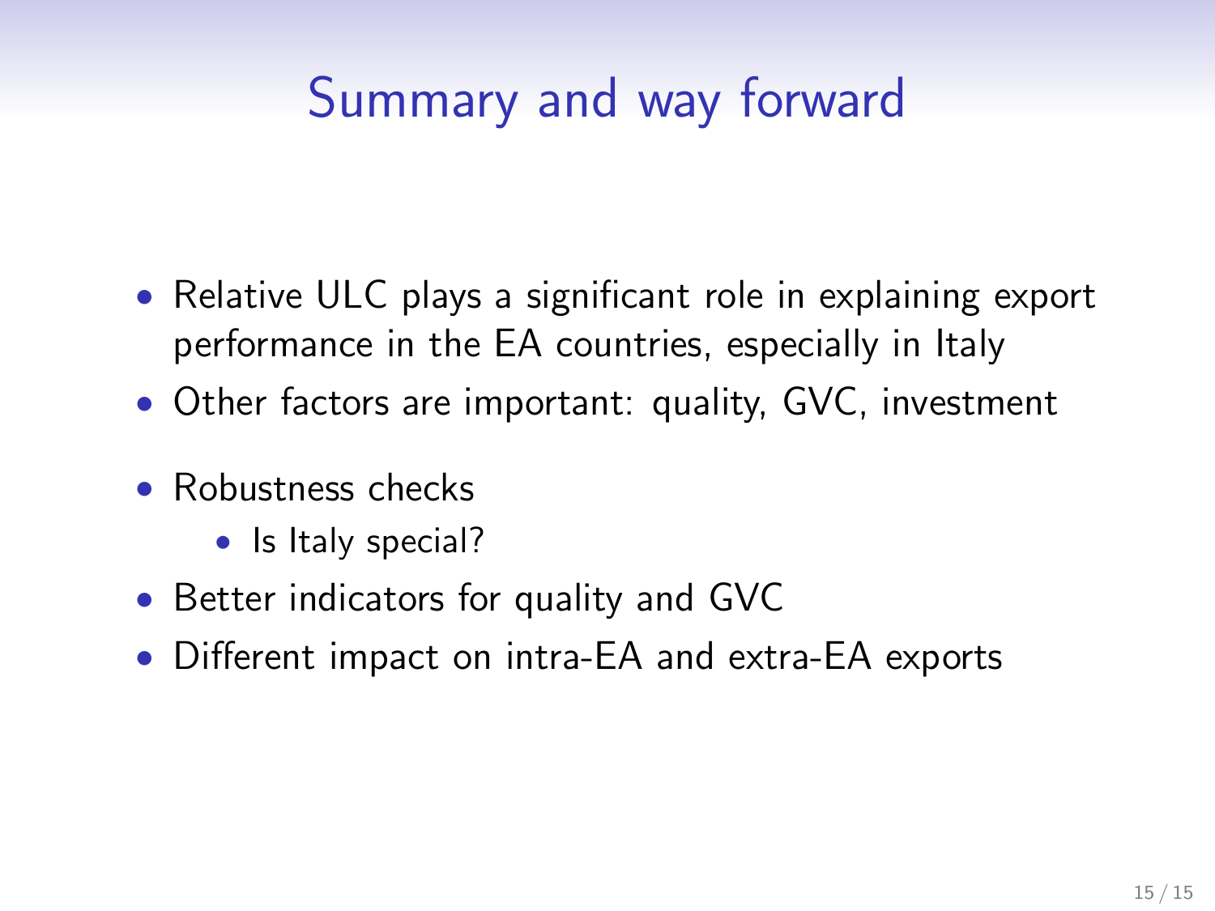# Summary and way forward

- Relative ULC plays a significant role in explaining export performance in the EA countries, especially in Italy
- Other factors are important: quality, GVC, investment
- Robustness checks
  - Is Italy special?
- Better indicators for quality and GVC
- Different impact on intra-EA and extra-EA exports